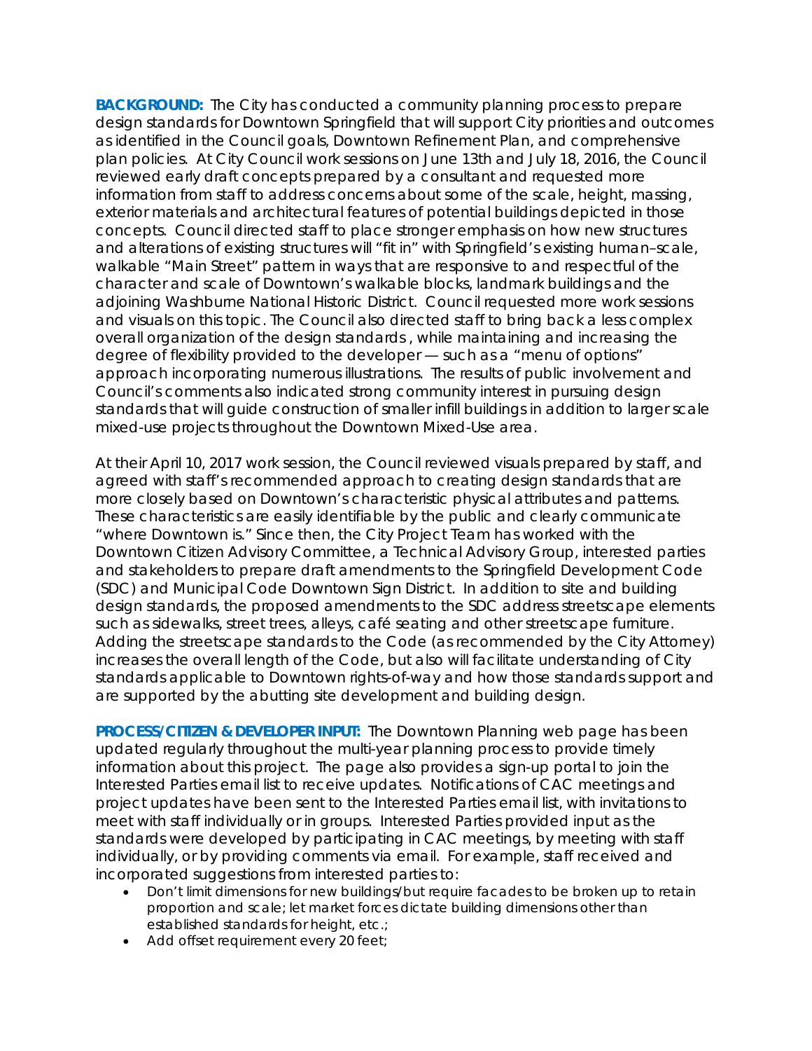**BACKGROUND:** The City has conducted a community planning process to prepare design standards for Downtown Springfield that will support City priorities and outcomes as identified in the Council goals, Downtown Refinement Plan, and comprehensive plan policies. At City Council work sessions on June 13th and July 18, 2016, the Council reviewed early draft concepts prepared by a consultant and requested more information from staff to address concerns about some of the scale, height, massing, exterior materials and architectural features of potential buildings depicted in those concepts. Council directed staff to place stronger emphasis on how new structures and alterations of existing structures will "fit in" with Springfield's existing human–scale, walkable "Main Street" pattern in ways that are responsive to and respectful of the character and scale of Downtown's walkable blocks, landmark buildings and the adjoining Washburne National Historic District. Council requested more work sessions and visuals on this topic. The Council also directed staff to bring back a less complex overall organization of the design standards, while maintaining and increasing the degree of flexibility provided to the developer — such as a "menu of options" approach incorporating numerous illustrations. The results of public involvement and Council's comments also indicated strong community interest in pursuing design standards that will guide construction of smaller infill buildings in addition to larger scale mixed-use projects throughout the Downtown Mixed-Use area.

At their April 10, 2017 work session, the Council reviewed visuals prepared by staff, and agreed with staff's recommended approach to creating design standards that are more closely based on Downtown's characteristic physical attributes and patterns. These characteristics are easily identifiable by the public and clearly communicate "where Downtown is." Since then, the City Project Team has worked with the Downtown Citizen Advisory Committee, a Technical Advisory Group, interested parties and stakeholders to prepare draft amendments to the Springfield Development Code (SDC) and Municipal Code Downtown Sign District. In addition to site and building design standards, the proposed amendments to the SDC address streetscape elements such as sidewalks, street trees, alleys, café seating and other streetscape furniture. Adding the streetscape standards to the Code (as recommended by the City Attorney) increases the overall length of the Code, but also will facilitate understanding of City standards applicable to Downtown rights-of-way and how those standards support and are supported by the abutting site development and building design.

**PROCESS/CITIZEN & DEVELOPER INPUT:** The Downtown Planning web page has been updated regularly throughout the multi-year planning process to provide timely information about this project. The page also provides a sign-up portal to join the Interested Parties email list to receive updates. Notifications of CAC meetings and project updates have been sent to the Interested Parties email list, with invitations to meet with staff individually or in groups. Interested Parties provided input as the standards were developed by participating in CAC meetings, by meeting with staff individually, or by providing comments via email. For example, staff received and incorporated suggestions from interested parties to:

- Don't limit dimensions for new buildings/but require facades to be broken up to retain proportion and scale; let market forces dictate building dimensions other than established standards for height, etc.;
- Add offset requirement every 20 feet;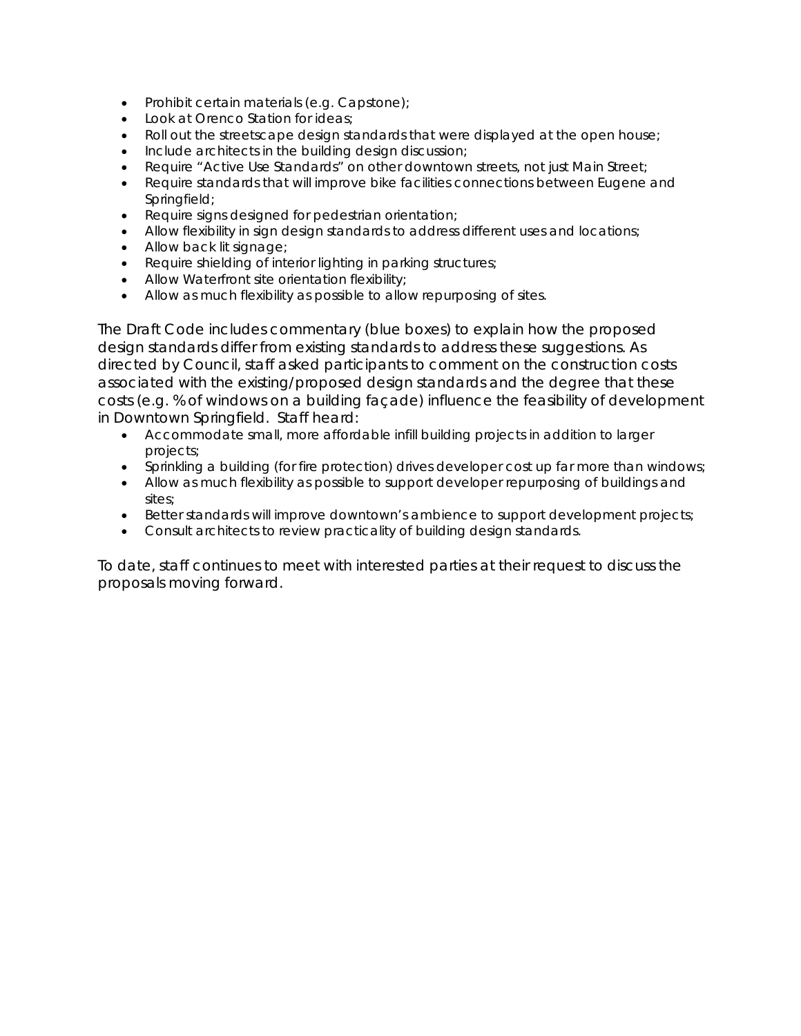- Prohibit certain materials (e.g. Capstone);
- Look at Orenco Station for ideas;
- Roll out the streetscape design standards that were displayed at the open house;
- Include architects in the building design discussion;
- Require "Active Use Standards" on other downtown streets, not just Main Street;
- Require standards that will improve bike facilities connections between Eugene and Springfield;
- Require signs designed for pedestrian orientation;
- Allow flexibility in sign design standards to address different uses and locations;
- Allow back lit signage;
- Require shielding of interior lighting in parking structures;
- Allow Waterfront site orientation flexibility;
- Allow as much flexibility as possible to allow repurposing of sites.

The Draft Code includes commentary (blue boxes) to explain how the proposed design standards differ from existing standards to address these suggestions. As directed by Council, staff asked participants to comment on the construction costs associated with the existing/proposed design standards and the degree that these costs (e.g. % of windows on a building façade) influence the feasibility of development in Downtown Springfield. Staff heard:

- Accommodate small, more affordable infill building projects in addition to larger projects;
- Sprinkling a building (for fire protection) drives developer cost up far more than windows;
- Allow as much flexibility as possible to support developer repurposing of buildings and sites;
- Better standards will improve downtown's ambience to support development projects;
- Consult architects to review practicality of building design standards.

To date, staff continues to meet with interested parties at their request to discuss the proposals moving forward.